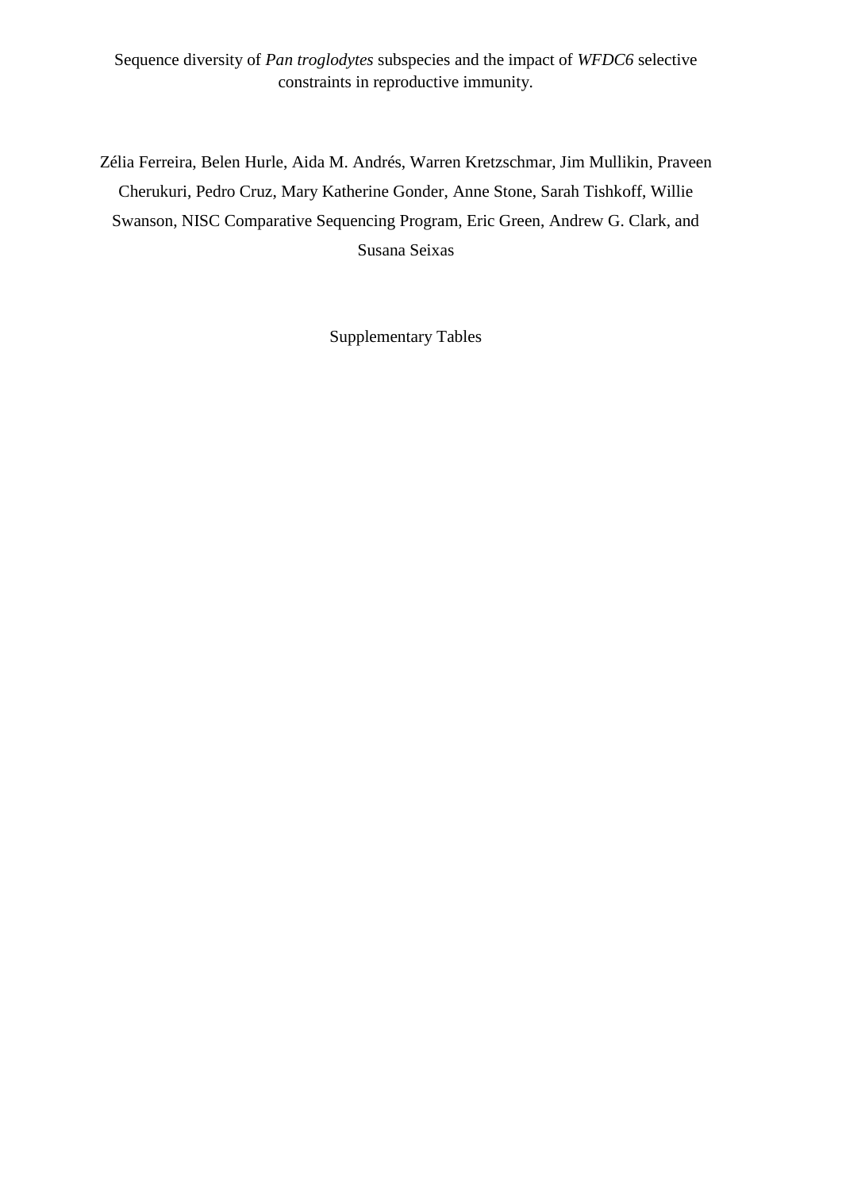# Sequence diversity of *Pan troglodytes* subspecies and the impact of *WFDC6* selective constraints in reproductive immunity.

Zélia Ferreira, Belen Hurle, Aida M. Andrés, Warren Kretzschmar, Jim Mullikin, Praveen Cherukuri, Pedro Cruz, Mary Katherine Gonder, Anne Stone, Sarah Tishkoff, Willie Swanson, NISC Comparative Sequencing Program, Eric Green, Andrew G. Clark, and Susana Seixas

Supplementary Tables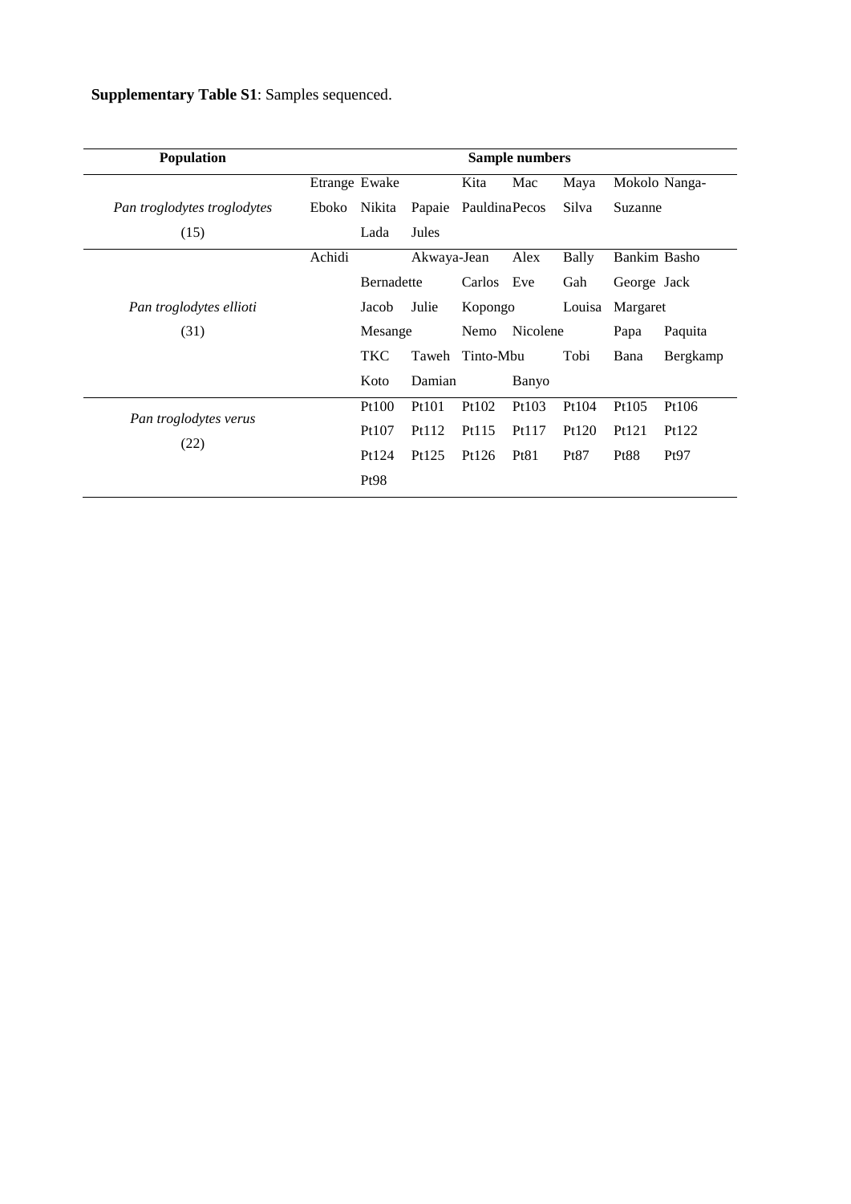**Supplementary Table S1**: Samples sequenced.

| Population | Sample numbers | | | | | | |
|---|---|---|---|---|---|---|---|
| | Etrange | Ewake | | Kita | Mac | Maya | Mokolo Nanga- |
| *Pan troglodytes troglodytes* (15) | Eboko | Nikita | Papaie | Pauldina | Pecos | Silva | Suzanne |
| | | Lada | Jules | | | | |
| | Achidi | | Akwaya-Jean | | Alex | Bally | Bankim Basho |
| | | Bernadette | | Carlos | Eve | Gah | George Jack |
| *Pan troglodytes ellioti* (31) | | Jacob | Julie | Kopongo | | Louisa | Margaret |
| | | Mesange | | Nemo | Nicolene | | Papa Paquita |
| | | TKC | Taweh | Tinto-Mbu | | Tobi | Bana Bergkamp |
| | | Koto | Damian | | Banyo | | |
| | | Pt100 | Pt101 | Pt102 | Pt103 | Pt104 | Pt105 Pt106 |
| *Pan troglodytes verus* (22) | | Pt107 | Pt112 | Pt115 | Pt117 | Pt120 | Pt121 Pt122 |
| | | Pt124 | Pt125 | Pt126 | Pt81 | Pt87 | Pt88 Pt97 |
| | | Pt98 | | | | | |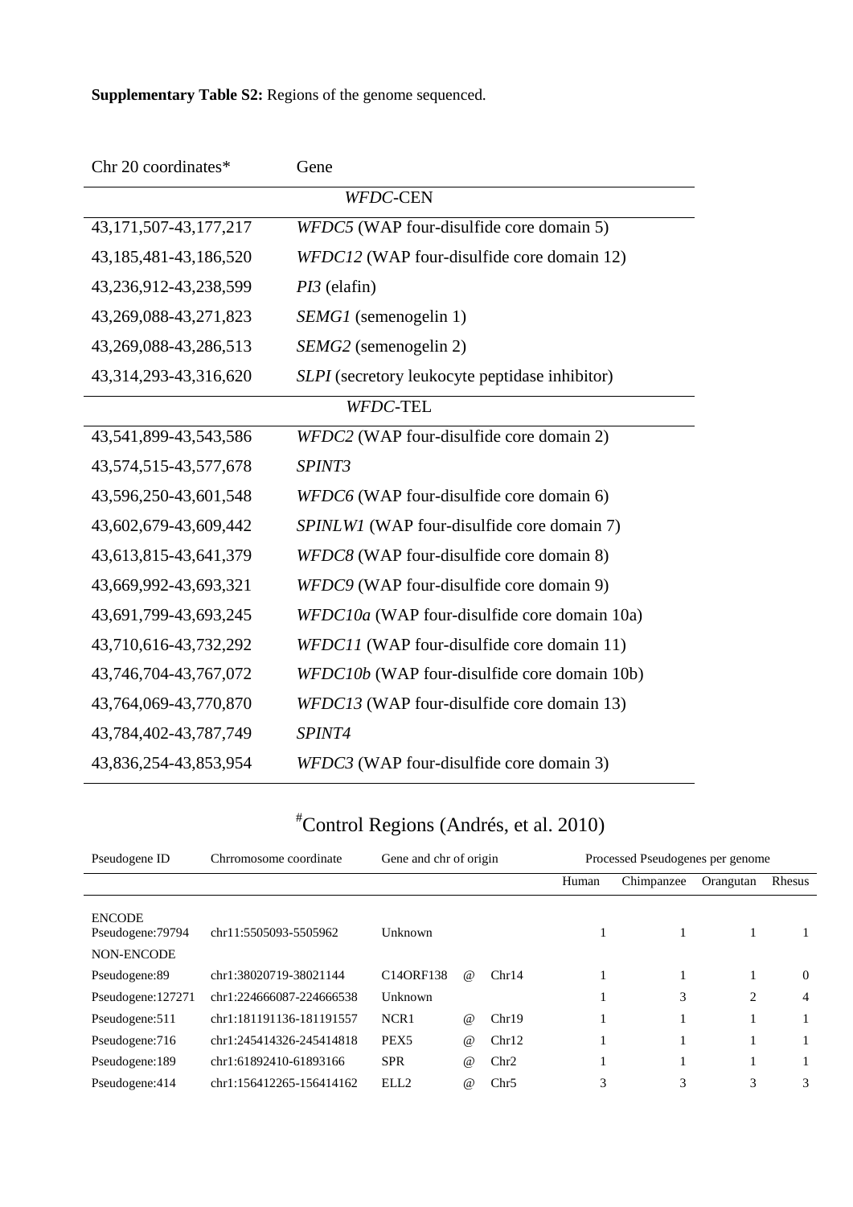**Supplementary Table S2:** Regions of the genome sequenced.

| Chr 20 coordinates* | Gene |
|---|---|
| | *WFDC*-CEN |
| 43,171,507-43,177,217 | *WFDC5* (WAP four-disulfide core domain 5) |
| 43,185,481-43,186,520 | *WFDC12* (WAP four-disulfide core domain 12) |
| 43,236,912-43,238,599 | *PI3* (elafin) |
| 43,269,088-43,271,823 | *SEMG1* (semenogelin 1) |
| 43,269,088-43,286,513 | *SEMG2* (semenogelin 2) |
| 43,314,293-43,316,620 | *SLPI* (secretory leukocyte peptidase inhibitor) |
| | *WFDC*-TEL |
| 43,541,899-43,543,586 | *WFDC2* (WAP four-disulfide core domain 2) |
| 43,574,515-43,577,678 | *SPINT3* |
| 43,596,250-43,601,548 | *WFDC6* (WAP four-disulfide core domain 6) |
| 43,602,679-43,609,442 | *SPINLW1* (WAP four-disulfide core domain 7) |
| 43,613,815-43,641,379 | *WFDC8* (WAP four-disulfide core domain 8) |
| 43,669,992-43,693,321 | *WFDC9* (WAP four-disulfide core domain 9) |
| 43,691,799-43,693,245 | *WFDC10a* (WAP four-disulfide core domain 10a) |
| 43,710,616-43,732,292 | *WFDC11* (WAP four-disulfide core domain 11) |
| 43,746,704-43,767,072 | *WFDC10b* (WAP four-disulfide core domain 10b) |
| 43,764,069-43,770,870 | *WFDC13* (WAP four-disulfide core domain 13) |
| 43,784,402-43,787,749 | *SPINT4* |
| 43,836,254-43,853,954 | *WFDC3* (WAP four-disulfide core domain 3) |

[#]Control Regions (Andrés, et al. 2010)

| Pseudogene ID | Chrromosome coordinate | Gene and chr of origin | | | Processed Pseudogenes per genome | | | |
|---|---|---|---|---|---|---|---|---|
| | | | | | Human | Chimpanzee | Orangutan | Rhesus |
| ENCODE Pseudogene:79794 | chr11:5505093-5505962 | Unknown | | | 1 | 1 | 1 | 1 |
| NON-ENCODE | | | | | | | | |
| Pseudogene:89 | chr1:38020719-38021144 | C14ORF138 | @ | Chr14 | 1 | 1 | 1 | 0 |
| Pseudogene:127271 | chr1:224666087-224666538 | Unknown | | | 1 | 3 | 2 | 4 |
| Pseudogene:511 | chr1:181191136-181191557 | NCR1 | @ | Chr19 | 1 | 1 | 1 | 1 |
| Pseudogene:716 | chr1:245414326-245414818 | PEX5 | @ | Chr12 | 1 | 1 | 1 | 1 |
| Pseudogene:189 | chr1:61892410-61893166 | SPR | @ | Chr2 | 1 | 1 | 1 | 1 |
| Pseudogene:414 | chr1:156412265-156414162 | ELL2 | @ | Chr5 | 3 | 3 | 3 | 3 |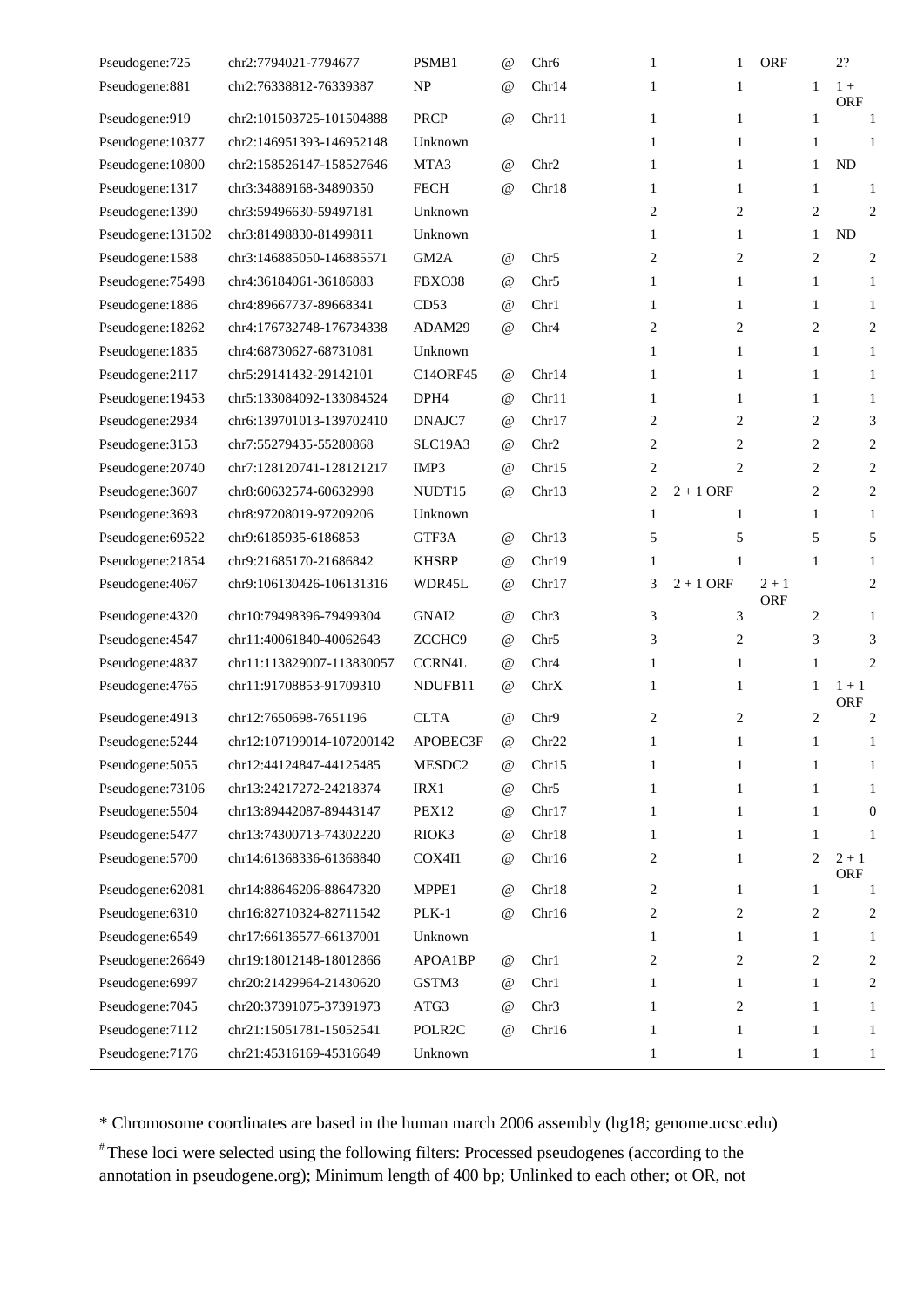| | | | | | | | | |
|---|---|---|---|---|---|---|---|---|
| Pseudogene:725 | chr2:7794021-7794677 | PSMB1 | @ | Chr6 | 1 | 1 | ORF | 2? |
| Pseudogene:881 | chr2:76338812-76339387 | NP | @ | Chr14 | 1 | 1 | 1 | 1 + ORF |
| Pseudogene:919 | chr2:101503725-101504888 | PRCP | @ | Chr11 | 1 | 1 | 1 | 1 |
| Pseudogene:10377 | chr2:146951393-146952148 | Unknown | | | 1 | 1 | 1 | 1 |
| Pseudogene:10800 | chr2:158526147-158527646 | MTA3 | @ | Chr2 | 1 | 1 | 1 | ND |
| Pseudogene:1317 | chr3:34889168-34890350 | FECH | @ | Chr18 | 1 | 1 | 1 | 1 |
| Pseudogene:1390 | chr3:59496630-59497181 | Unknown | | | 2 | 2 | 2 | 2 |
| Pseudogene:131502 | chr3:81498830-81499811 | Unknown | | | 1 | 1 | 1 | ND |
| Pseudogene:1588 | chr3:146885050-146885571 | GM2A | @ | Chr5 | 2 | 2 | 2 | 2 |
| Pseudogene:75498 | chr4:36184061-36186883 | FBXO38 | @ | Chr5 | 1 | 1 | 1 | 1 |
| Pseudogene:1886 | chr4:89667737-89668341 | CD53 | @ | Chr1 | 1 | 1 | 1 | 1 |
| Pseudogene:18262 | chr4:176732748-176734338 | ADAM29 | @ | Chr4 | 2 | 2 | 2 | 2 |
| Pseudogene:1835 | chr4:68730627-68731081 | Unknown | | | 1 | 1 | 1 | 1 |
| Pseudogene:2117 | chr5:29141432-29142101 | C14ORF45 | @ | Chr14 | 1 | 1 | 1 | 1 |
| Pseudogene:19453 | chr5:133084092-133084524 | DPH4 | @ | Chr11 | 1 | 1 | 1 | 1 |
| Pseudogene:2934 | chr6:139701013-139702410 | DNAJC7 | @ | Chr17 | 2 | 2 | 2 | 3 |
| Pseudogene:3153 | chr7:55279435-55280868 | SLC19A3 | @ | Chr2 | 2 | 2 | 2 | 2 |
| Pseudogene:20740 | chr7:128120741-128121217 | IMP3 | @ | Chr15 | 2 | 2 | 2 | 2 |
| Pseudogene:3607 | chr8:60632574-60632998 | NUDT15 | @ | Chr13 | 2 | 2 + 1 ORF | 2 | 2 |
| Pseudogene:3693 | chr8:97208019-97209206 | Unknown | | | 1 | 1 | 1 | 1 |
| Pseudogene:69522 | chr9:6185935-6186853 | GTF3A | @ | Chr13 | 5 | 5 | 5 | 5 |
| Pseudogene:21854 | chr9:21685170-21686842 | KHSRP | @ | Chr19 | 1 | 1 | 1 | 1 |
| Pseudogene:4067 | chr9:106130426-106131316 | WDR45L | @ | Chr17 | 3 | 2 + 1 ORF | 2 + 1 ORF | 2 |
| Pseudogene:4320 | chr10:79498396-79499304 | GNAI2 | @ | Chr3 | 3 | 3 | 2 | 1 |
| Pseudogene:4547 | chr11:40061840-40062643 | ZCCHC9 | @ | Chr5 | 3 | 2 | 3 | 3 |
| Pseudogene:4837 | chr11:113829007-113830057 | CCRN4L | @ | Chr4 | 1 | 1 | 1 | 2 |
| Pseudogene:4765 | chr11:91708853-91709310 | NDUFB11 | @ | ChrX | 1 | 1 | 1 | 1 + 1 ORF |
| Pseudogene:4913 | chr12:7650698-7651196 | CLTA | @ | Chr9 | 2 | 2 | 2 | 2 |
| Pseudogene:5244 | chr12:107199014-107200142 | APOBEC3F | @ | Chr22 | 1 | 1 | 1 | 1 |
| Pseudogene:5055 | chr12:44124847-44125485 | MESDC2 | @ | Chr15 | 1 | 1 | 1 | 1 |
| Pseudogene:73106 | chr13:24217272-24218374 | IRX1 | @ | Chr5 | 1 | 1 | 1 | 1 |
| Pseudogene:5504 | chr13:89442087-89443147 | PEX12 | @ | Chr17 | 1 | 1 | 1 | 0 |
| Pseudogene:5477 | chr13:74300713-74302220 | RIOK3 | @ | Chr18 | 1 | 1 | 1 | 1 |
| Pseudogene:5700 | chr14:61368336-61368840 | COX4I1 | @ | Chr16 | 2 | 1 | 2 | 2 + 1 ORF |
| Pseudogene:62081 | chr14:88646206-88647320 | MPPE1 | @ | Chr18 | 2 | 1 | 1 | 1 |
| Pseudogene:6310 | chr16:82710324-82711542 | PLK-1 | @ | Chr16 | 2 | 2 | 2 | 2 |
| Pseudogene:6549 | chr17:66136577-66137001 | Unknown | | | 1 | 1 | 1 | 1 |
| Pseudogene:26649 | chr19:18012148-18012866 | APOA1BP | @ | Chr1 | 2 | 2 | 2 | 2 |
| Pseudogene:6997 | chr20:21429964-21430620 | GSTM3 | @ | Chr1 | 1 | 1 | 1 | 2 |
| Pseudogene:7045 | chr20:37391075-37391973 | ATG3 | @ | Chr3 | 1 | 2 | 1 | 1 |
| Pseudogene:7112 | chr21:15051781-15052541 | POLR2C | @ | Chr16 | 1 | 1 | 1 | 1 |
| Pseudogene:7176 | chr21:45316169-45316649 | Unknown | | | 1 | 1 | 1 | 1 |

* Chromosome coordinates are based in the human march 2006 assembly (hg18; genome.ucsc.edu)

# These loci were selected using the following filters: Processed pseudogenes (according to the annotation in pseudogene.org); Minimum length of 400 bp; Unlinked to each other; ot OR, not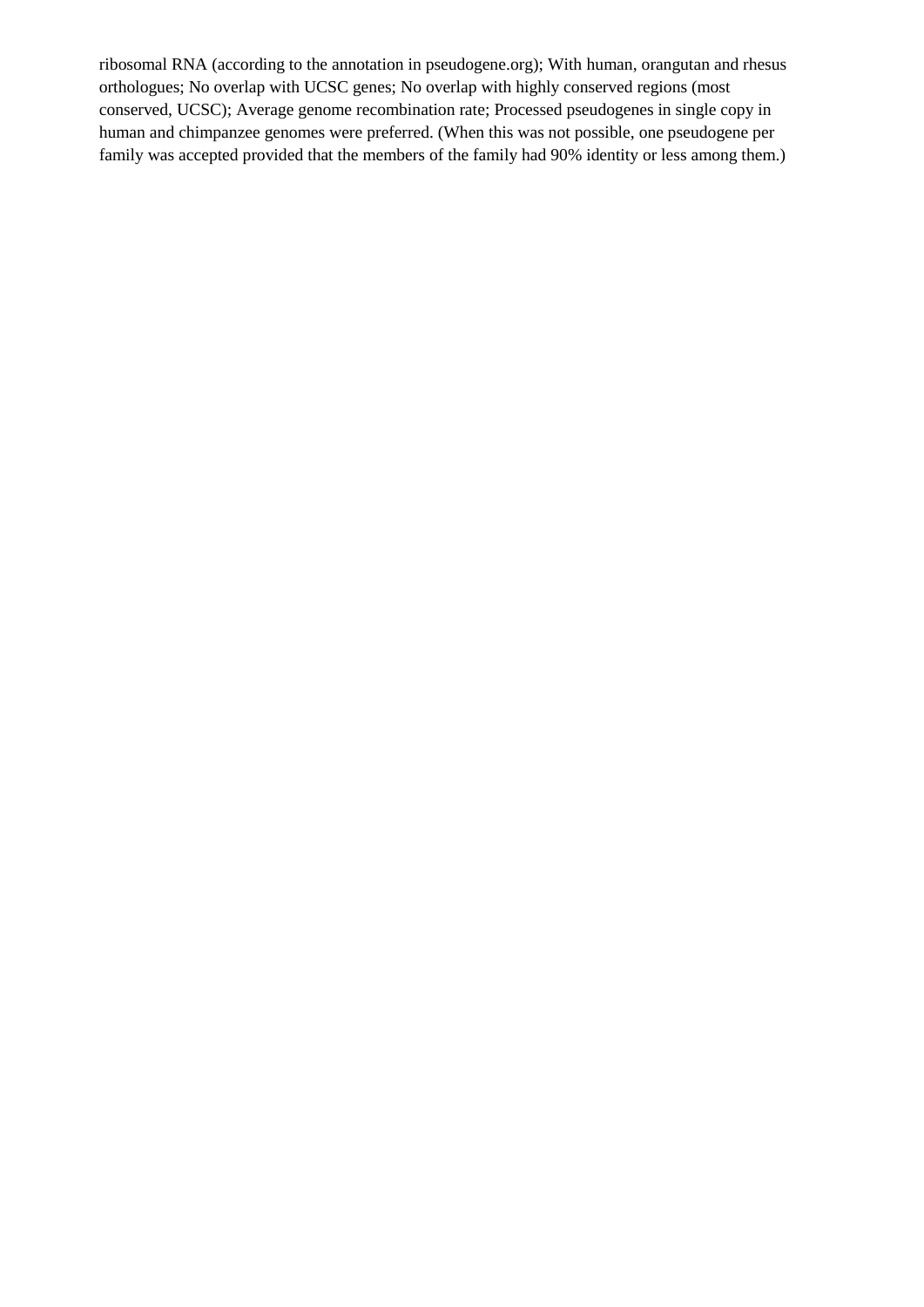ribosomal RNA (according to the annotation in pseudogene.org); With human, orangutan and rhesus orthologues; No overlap with UCSC genes; No overlap with highly conserved regions (most conserved, UCSC); Average genome recombination rate; Processed pseudogenes in single copy in human and chimpanzee genomes were preferred. (When this was not possible, one pseudogene per family was accepted provided that the members of the family had 90% identity or less among them.)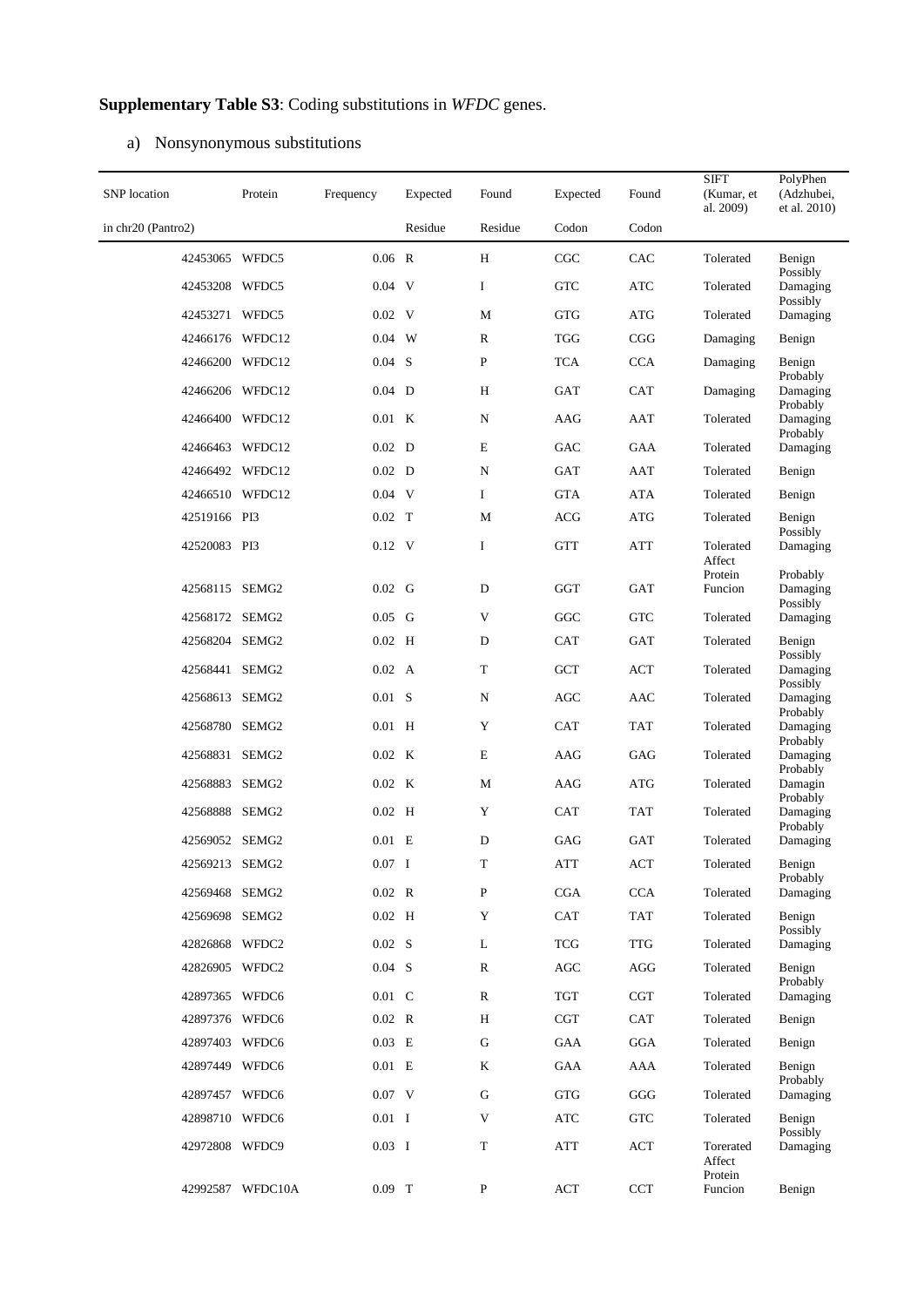**Supplementary Table S3**: Coding substitutions in *WFDC* genes.

a) Nonsynonymous substitutions

| SNP location in chr20 (Pantro2) | Protein | Frequency | Expected Residue | Found Residue | Expected Codon | Found Codon | SIFT (Kumar, et al. 2009) | PolyPhen (Adzhubei, et al. 2010) |
|---|---|---|---|---|---|---|---|---|
| 42453065 | WFDC5 | 0.06 | R | H | CGC | CAC | Tolerated | Benign |
| 42453208 | WFDC5 | 0.04 | V | I | GTC | ATC | Tolerated | Possibly Damaging |
| 42453271 | WFDC5 | 0.02 | V | M | GTG | ATG | Tolerated | Possibly Damaging |
| 42466176 | WFDC12 | 0.04 | W | R | TGG | CGG | Damaging | Benign |
| 42466200 | WFDC12 | 0.04 | S | P | TCA | CCA | Damaging | Benign |
| 42466206 | WFDC12 | 0.04 | D | H | GAT | CAT | Damaging | Probably Damaging |
| 42466400 | WFDC12 | 0.01 | K | N | AAG | AAT | Tolerated | Probably Damaging |
| 42466463 | WFDC12 | 0.02 | D | E | GAC | GAA | Tolerated | Probably Damaging |
| 42466492 | WFDC12 | 0.02 | D | N | GAT | AAT | Tolerated | Benign |
| 42466510 | WFDC12 | 0.04 | V | I | GTA | ATA | Tolerated | Benign |
| 42519166 | PI3 | 0.02 | T | M | ACG | ATG | Tolerated | Benign |
| 42520083 | PI3 | 0.12 | V | I | GTT | ATT | Tolerated | Possibly Damaging |
| 42568115 | SEMG2 | 0.02 | G | D | GGT | GAT | Affect Protein Funcion | Probably Damaging |
| 42568172 | SEMG2 | 0.05 | G | V | GGC | GTC | Tolerated | Possibly Damaging |
| 42568204 | SEMG2 | 0.02 | H | D | CAT | GAT | Tolerated | Benign |
| 42568441 | SEMG2 | 0.02 | A | T | GCT | ACT | Tolerated | Possibly Damaging |
| 42568613 | SEMG2 | 0.01 | S | N | AGC | AAC | Tolerated | Possibly Damaging |
| 42568780 | SEMG2 | 0.01 | H | Y | CAT | TAT | Tolerated | Probably Damaging |
| 42568831 | SEMG2 | 0.02 | K | E | AAG | GAG | Tolerated | Probably Damaging |
| 42568883 | SEMG2 | 0.02 | K | M | AAG | ATG | Tolerated | Probably Damagin |
| 42568888 | SEMG2 | 0.02 | H | Y | CAT | TAT | Tolerated | Probably Damaging |
| 42569052 | SEMG2 | 0.01 | E | D | GAG | GAT | Tolerated | Probably Damaging |
| 42569213 | SEMG2 | 0.07 | I | T | ATT | ACT | Tolerated | Benign |
| 42569468 | SEMG2 | 0.02 | R | P | CGA | CCA | Tolerated | Probably Damaging |
| 42569698 | SEMG2 | 0.02 | H | Y | CAT | TAT | Tolerated | Benign |
| 42826868 | WFDC2 | 0.02 | S | L | TCG | TTG | Tolerated | Possibly Damaging |
| 42826905 | WFDC2 | 0.04 | S | R | AGC | AGG | Tolerated | Benign |
| 42897365 | WFDC6 | 0.01 | C | R | TGT | CGT | Tolerated | Probably Damaging |
| 42897376 | WFDC6 | 0.02 | R | H | CGT | CAT | Tolerated | Benign |
| 42897403 | WFDC6 | 0.03 | E | G | GAA | GGA | Tolerated | Benign |
| 42897449 | WFDC6 | 0.01 | E | K | GAA | AAA | Tolerated | Benign |
| 42897457 | WFDC6 | 0.07 | V | G | GTG | GGG | Tolerated | Probably Damaging |
| 42898710 | WFDC6 | 0.01 | I | V | ATC | GTC | Tolerated | Benign |
| 42972808 | WFDC9 | 0.03 | I | T | ATT | ACT | Torerated | Possibly Damaging |
| 42992587 | WFDC10A | 0.09 | T | P | ACT | CCT | Affect Protein Funcion | Benign |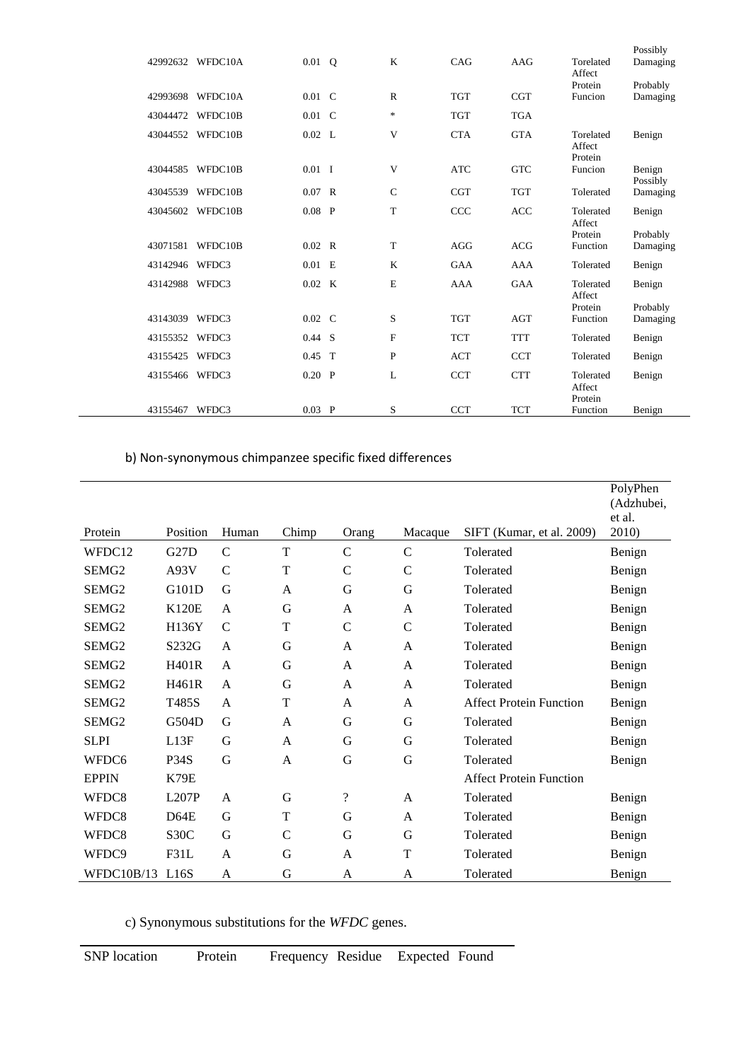| | | | | | | | | |
|---|---|---|---|---|---|---|---|---|
| 42992632 | WFDC10A | 0.01 | Q | K | CAG | AAG | Torelated | Possibly Damaging |
| 42993698 | WFDC10A | 0.01 | C | R | TGT | CGT | Affect Protein Funcion | Probably Damaging |
| 43044472 | WFDC10B | 0.01 | C | * | TGT | TGA | | |
| 43044552 | WFDC10B | 0.02 | L | V | CTA | GTA | Torelated | Benign |
| 43044585 | WFDC10B | 0.01 | I | V | ATC | GTC | Affect Protein Funcion | Benign |
| 43045539 | WFDC10B | 0.07 | R | C | CGT | TGT | Tolerated | Possibly Damaging |
| 43045602 | WFDC10B | 0.08 | P | T | CCC | ACC | Tolerated | Benign |
| 43071581 | WFDC10B | 0.02 | R | T | AGG | ACG | Affect Protein Function | Probably Damaging |
| 43142946 | WFDC3 | 0.01 | E | K | GAA | AAA | Tolerated | Benign |
| 43142988 | WFDC3 | 0.02 | K | E | AAA | GAA | Tolerated | Benign |
| 43143039 | WFDC3 | 0.02 | C | S | TGT | AGT | Affect Protein Function | Probably Damaging |
| 43155352 | WFDC3 | 0.44 | S | F | TCT | TTT | Tolerated | Benign |
| 43155425 | WFDC3 | 0.45 | T | P | ACT | CCT | Tolerated | Benign |
| 43155466 | WFDC3 | 0.20 | P | L | CCT | CTT | Tolerated | Benign |
| 43155467 | WFDC3 | 0.03 | P | S | CCT | TCT | Affect Protein Function | Benign |

b) Non-synonymous chimpanzee specific fixed differences

| Protein | Position | Human | Chimp | Orang | Macaque | SIFT (Kumar, et al. 2009) | PolyPhen (Adzhubei, et al. 2010) |
|---|---|---|---|---|---|---|---|
| WFDC12 | G27D | C | T | C | C | Tolerated | Benign |
| SEMG2 | A93V | C | T | C | C | Tolerated | Benign |
| SEMG2 | G101D | G | A | G | G | Tolerated | Benign |
| SEMG2 | K120E | A | G | A | A | Tolerated | Benign |
| SEMG2 | H136Y | C | T | C | C | Tolerated | Benign |
| SEMG2 | S232G | A | G | A | A | Tolerated | Benign |
| SEMG2 | H401R | A | G | A | A | Tolerated | Benign |
| SEMG2 | H461R | A | G | A | A | Tolerated | Benign |
| SEMG2 | T485S | A | T | A | A | Affect Protein Function | Benign |
| SEMG2 | G504D | G | A | G | G | Tolerated | Benign |
| SLPI | L13F | G | A | G | G | Tolerated | Benign |
| WFDC6 | P34S | G | A | G | G | Tolerated | Benign |
| EPPIN | K79E | | | | | Affect Protein Function | |
| WFDC8 | L207P | A | G | ? | A | Tolerated | Benign |
| WFDC8 | D64E | G | T | G | A | Tolerated | Benign |
| WFDC8 | S30C | G | C | G | G | Tolerated | Benign |
| WFDC9 | F31L | A | G | A | T | Tolerated | Benign |
| WFDC10B/13 | L16S | A | G | A | A | Tolerated | Benign |

c) Synonymous substitutions for the *WFDC* genes.

| SNP location | Protein | Frequency | Residue | Expected | Found |
|---|---|---|---|---|---|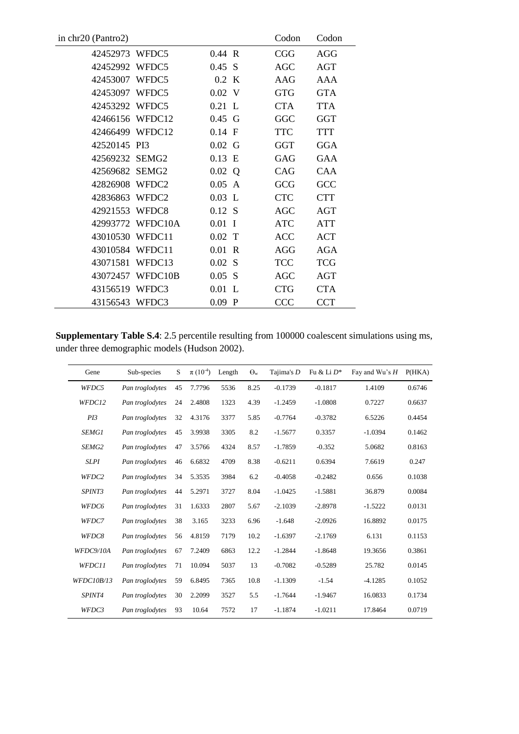| in chr20 (Pantro2) | | | | Codon | Codon |
|---|---|---|---|---|---|
| 42452973 | WFDC5 | 0.44 | R | CGG | AGG |
| 42452992 | WFDC5 | 0.45 | S | AGC | AGT |
| 42453007 | WFDC5 | 0.2 | K | AAG | AAA |
| 42453097 | WFDC5 | 0.02 | V | GTG | GTA |
| 42453292 | WFDC5 | 0.21 | L | CTA | TTA |
| 42466156 | WFDC12 | 0.45 | G | GGC | GGT |
| 42466499 | WFDC12 | 0.14 | F | TTC | TTT |
| 42520145 | PI3 | 0.02 | G | GGT | GGA |
| 42569232 | SEMG2 | 0.13 | E | GAG | GAA |
| 42569682 | SEMG2 | 0.02 | Q | CAG | CAA |
| 42826908 | WFDC2 | 0.05 | A | GCG | GCC |
| 42836863 | WFDC2 | 0.03 | L | CTC | CTT |
| 42921553 | WFDC8 | 0.12 | S | AGC | AGT |
| 42993772 | WFDC10A | 0.01 | I | ATC | ATT |
| 43010530 | WFDC11 | 0.02 | T | ACC | ACT |
| 43010584 | WFDC11 | 0.01 | R | AGG | AGA |
| 43071581 | WFDC13 | 0.02 | S | TCC | TCG |
| 43072457 | WFDC10B | 0.05 | S | AGC | AGT |
| 43156519 | WFDC3 | 0.01 | L | CTG | CTA |
| 43156543 | WFDC3 | 0.09 | P | CCC | CCT |

**Supplementary Table S.4**: 2.5 percentile resulting from 100000 coalescent simulations using ms, under three demographic models (Hudson 2002).

| Gene | Sub-species | S | $\pi$ ($10^{-4}$) | Length | $\Theta_w$ | Tajima's *D* | Fu & Li *D*\* | Fay and Wu's *H* | P(HKA) |
|---|---|---|---|---|---|---|---|---|---|
| *WFDC5* | *Pan troglodytes* | 45 | 7.7796 | 5536 | 8.25 | -0.1739 | -0.1817 | 1.4109 | 0.6746 |
| *WFDC12* | *Pan troglodytes* | 24 | 2.4808 | 1323 | 4.39 | -1.2459 | -1.0808 | 0.7227 | 0.6637 |
| *PI3* | *Pan troglodytes* | 32 | 4.3176 | 3377 | 5.85 | -0.7764 | -0.3782 | 6.5226 | 0.4454 |
| *SEMG1* | *Pan troglodytes* | 45 | 3.9938 | 3305 | 8.2 | -1.5677 | 0.3357 | -1.0394 | 0.1462 |
| *SEMG2* | *Pan troglodytes* | 47 | 3.5766 | 4324 | 8.57 | -1.7859 | -0.352 | 5.0682 | 0.8163 |
| *SLPI* | *Pan troglodytes* | 46 | 6.6832 | 4709 | 8.38 | -0.6211 | 0.6394 | 7.6619 | 0.247 |
| *WFDC2* | *Pan troglodytes* | 34 | 5.3535 | 3984 | 6.2 | -0.4058 | -0.2482 | 0.656 | 0.1038 |
| *SPINT3* | *Pan troglodytes* | 44 | 5.2971 | 3727 | 8.04 | -1.0425 | -1.5881 | 36.879 | 0.0084 |
| *WFDC6* | *Pan troglodytes* | 31 | 1.6333 | 2807 | 5.67 | -2.1039 | -2.8978 | -1.5222 | 0.0131 |
| *WFDC7* | *Pan troglodytes* | 38 | 3.165 | 3233 | 6.96 | -1.648 | -2.0926 | 16.8892 | 0.0175 |
| *WFDC8* | *Pan troglodytes* | 56 | 4.8159 | 7179 | 10.2 | -1.6397 | -2.1769 | 6.131 | 0.1153 |
| *WFDC9/10A* | *Pan troglodytes* | 67 | 7.2409 | 6863 | 12.2 | -1.2844 | -1.8648 | 19.3656 | 0.3861 |
| *WFDC11* | *Pan troglodytes* | 71 | 10.094 | 5037 | 13 | -0.7082 | -0.5289 | 25.782 | 0.0145 |
| *WFDC10B/13* | *Pan troglodytes* | 59 | 6.8495 | 7365 | 10.8 | -1.1309 | -1.54 | -4.1285 | 0.1052 |
| *SPINT4* | *Pan troglodytes* | 30 | 2.2099 | 3527 | 5.5 | -1.7644 | -1.9467 | 16.0833 | 0.1734 |
| *WFDC3* | *Pan troglodytes* | 93 | 10.64 | 7572 | 17 | -1.1874 | -1.0211 | 17.8464 | 0.0719 |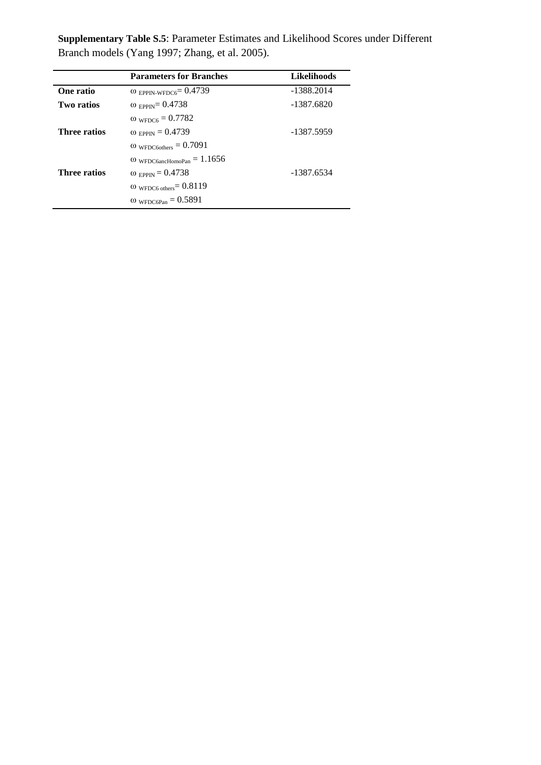**Supplementary Table S.5**: Parameter Estimates and Likelihood Scores under Different Branch models (Yang 1997; Zhang, et al. 2005).

| | **Parameters for Branches** | **Likelihoods** |
|---|---|---|
| **One ratio** | $\omega_{\text{EPPIN-WFDC6}} = 0.4739$ | -1388.2014 |
| **Two ratios** | $\omega_{\text{EPPIN}} = 0.4738$ | -1387.6820 |
| | $\omega_{\text{WFDC6}} = 0.7782$ | |
| **Three ratios** | $\omega_{\text{EPPIN}} = 0.4739$ | -1387.5959 |
| | $\omega_{\text{WFDC6others}} = 0.7091$ | |
| | $\omega_{\text{WFDC6ancHomoPan}} = 1.1656$ | |
| **Three ratios** | $\omega_{\text{EPPIN}} = 0.4738$ | -1387.6534 |
| | $\omega_{\text{WFDC6 others}} = 0.8119$ | |
| | $\omega_{\text{WFDC6Pan}} = 0.5891$ | |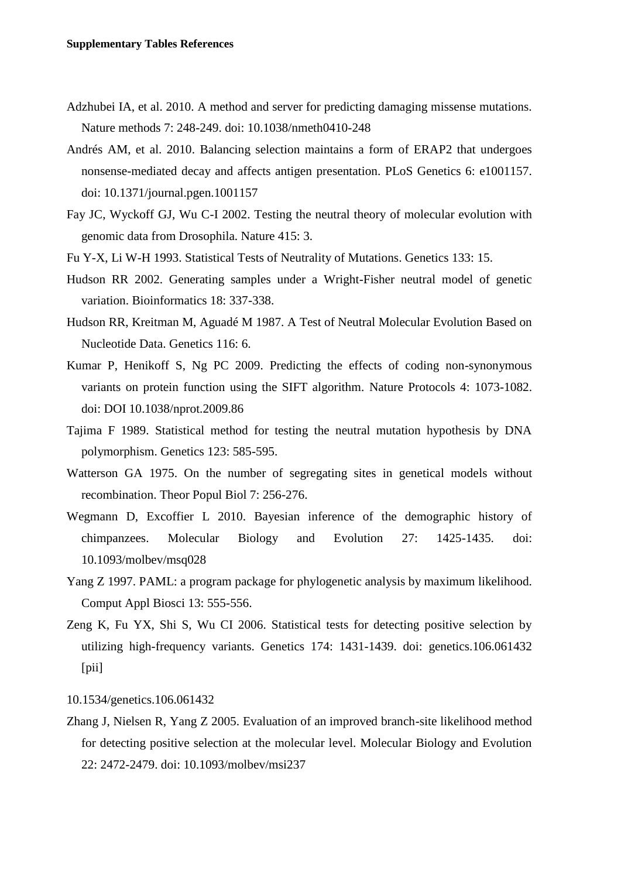**Supplementary Tables References**

Adzhubei IA, et al. 2010. A method and server for predicting damaging missense mutations. Nature methods 7: 248-249. doi: 10.1038/nmeth0410-248

Andrés AM, et al. 2010. Balancing selection maintains a form of ERAP2 that undergoes nonsense-mediated decay and affects antigen presentation. PLoS Genetics 6: e1001157. doi: 10.1371/journal.pgen.1001157

Fay JC, Wyckoff GJ, Wu C-I 2002. Testing the neutral theory of molecular evolution with genomic data from Drosophila. Nature 415: 3.

Fu Y-X, Li W-H 1993. Statistical Tests of Neutrality of Mutations. Genetics 133: 15.

Hudson RR 2002. Generating samples under a Wright-Fisher neutral model of genetic variation. Bioinformatics 18: 337-338.

Hudson RR, Kreitman M, Aguadé M 1987. A Test of Neutral Molecular Evolution Based on Nucleotide Data. Genetics 116: 6.

Kumar P, Henikoff S, Ng PC 2009. Predicting the effects of coding non-synonymous variants on protein function using the SIFT algorithm. Nature Protocols 4: 1073-1082. doi: DOI 10.1038/nprot.2009.86

Tajima F 1989. Statistical method for testing the neutral mutation hypothesis by DNA polymorphism. Genetics 123: 585-595.

Watterson GA 1975. On the number of segregating sites in genetical models without recombination. Theor Popul Biol 7: 256-276.

Wegmann D, Excoffier L 2010. Bayesian inference of the demographic history of chimpanzees. Molecular Biology and Evolution 27: 1425-1435. doi: 10.1093/molbev/msq028

Yang Z 1997. PAML: a program package for phylogenetic analysis by maximum likelihood. Comput Appl Biosci 13: 555-556.

Zeng K, Fu YX, Shi S, Wu CI 2006. Statistical tests for detecting positive selection by utilizing high-frequency variants. Genetics 174: 1431-1439. doi: genetics.106.061432 [pii]

10.1534/genetics.106.061432

Zhang J, Nielsen R, Yang Z 2005. Evaluation of an improved branch-site likelihood method for detecting positive selection at the molecular level. Molecular Biology and Evolution 22: 2472-2479. doi: 10.1093/molbev/msi237